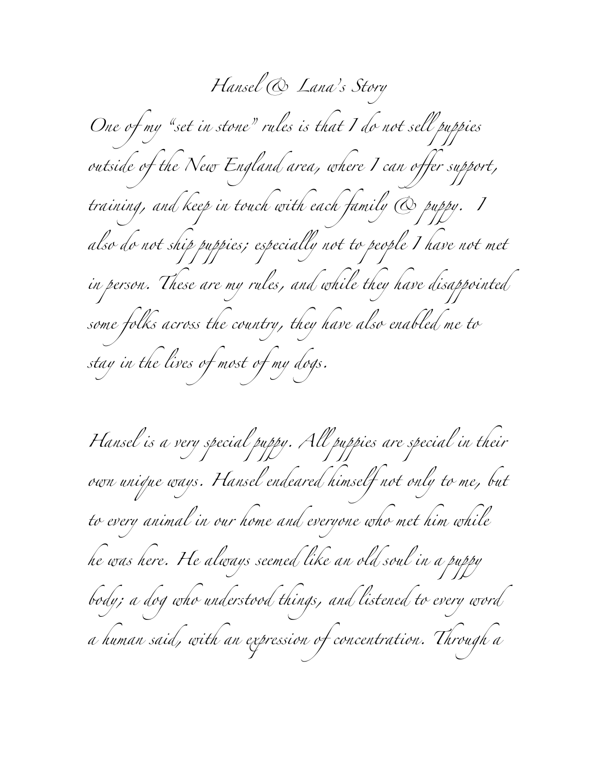# Hansel & Lana's Story

One of my "set in stone" rules is that I do not sell puppies outside of the New England area, where I can offer support, training, and keep in touch with each family & puppy. I also do not ship puppies; especially not to people I have not met in person. These are my rules, and while they have disappointed some folks across the country, they have also enabled me to stay in the lives of most of my dogs.

Hansel is a very special puppy. All puppies are special in their own unique ways. Hansel endeared himself not only to me, but to every animal in our home and everyone who met him while he was here. He always seemed like an old soul in a puppy body; a dog who understood things, and listened to every word a human said, with an expression of concentration. Through a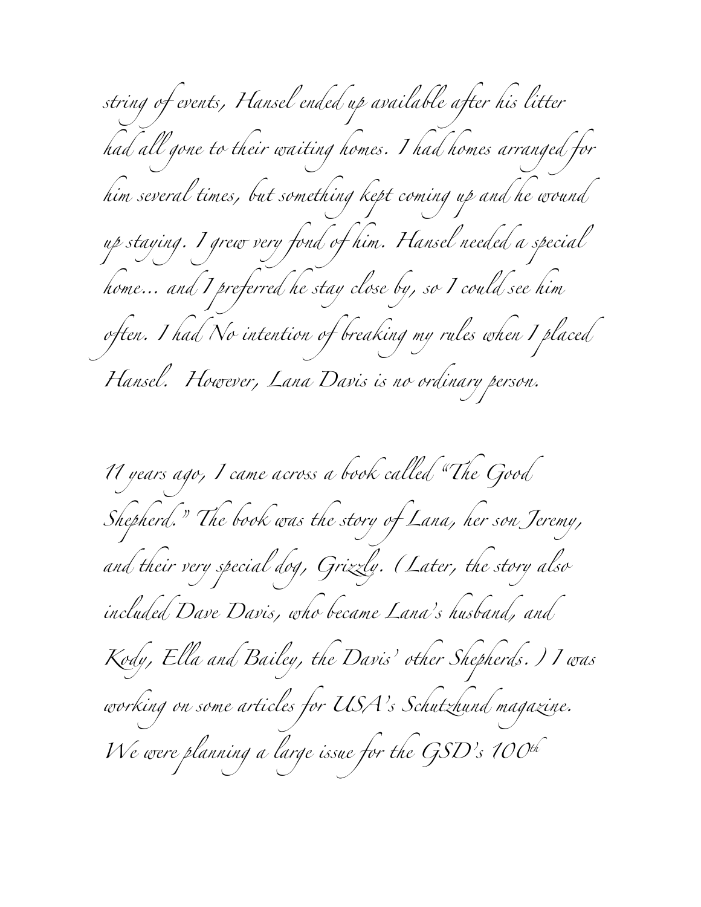string of events, Hansel ended up available after his litter had all gone to their waiting homes. I had homes arranged for him several times, but something kept coming up and he wound up staying. I grew very fond of him. Hansel needed a special home… and I preferred he stay close by, so I could see him often. I had No intention of breaking my rules when I placed Hansel. However, Lana Davis is no ordinary person.

11 years ago, I came across a book called "The Good Shepherd." The book was the story of Lana, her son Jeremy, and their very special dog, Grizzly. (Later, the story also included Dave Davis, who became Lana's husband, and Kody, Ella and Bailey, the Davis' other Shepherds.) I was working on some articles for USA's Schutzhund magazine. We were planning a large issue for the GSD's 100th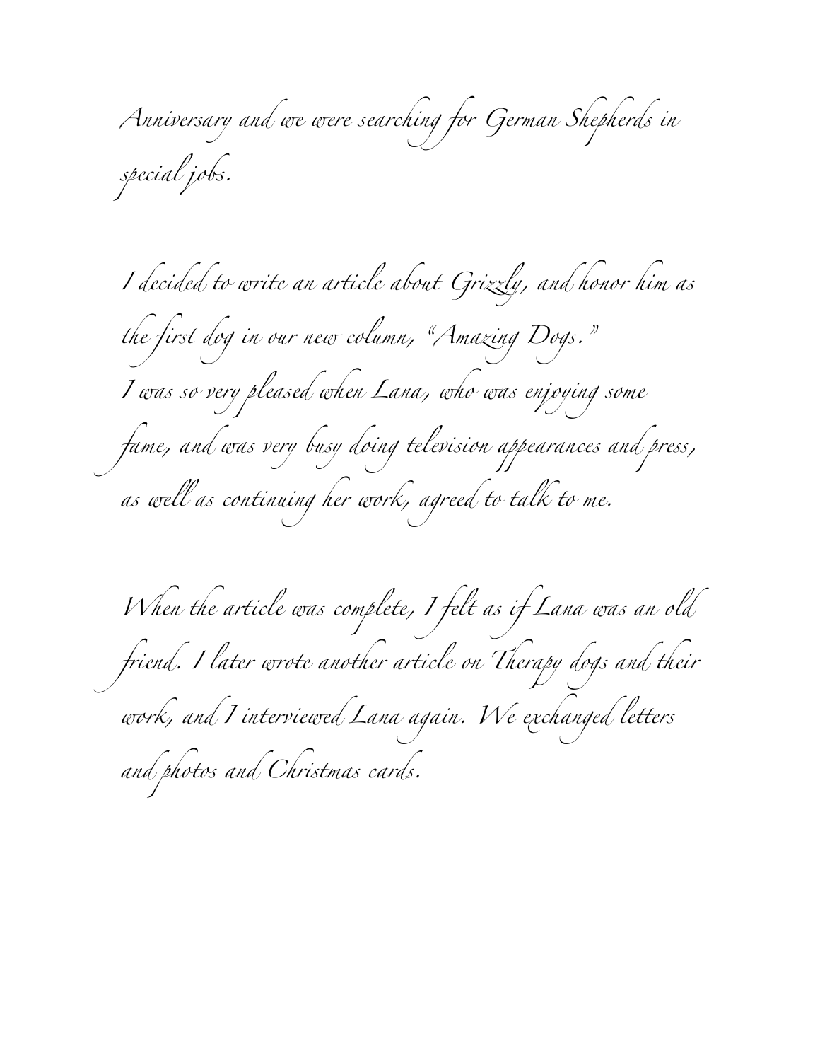Anniversary and we were searching for German Shepherds in special jobs.

I decided to write an article about Grizzly, and honor him as the first dog in our new column, "Amazing Dogs."
I was so very pleased when Lana, who was enjoying some fame, and was very busy doing television appearances and press, as well as continuing her work, agreed to talk to me.

When the article was complete, I felt as if Lana was an old friend. I later wrote another article on Therapy dogs and their work, and I interviewed Lana again. We exchanged letters and photos and Christmas cards.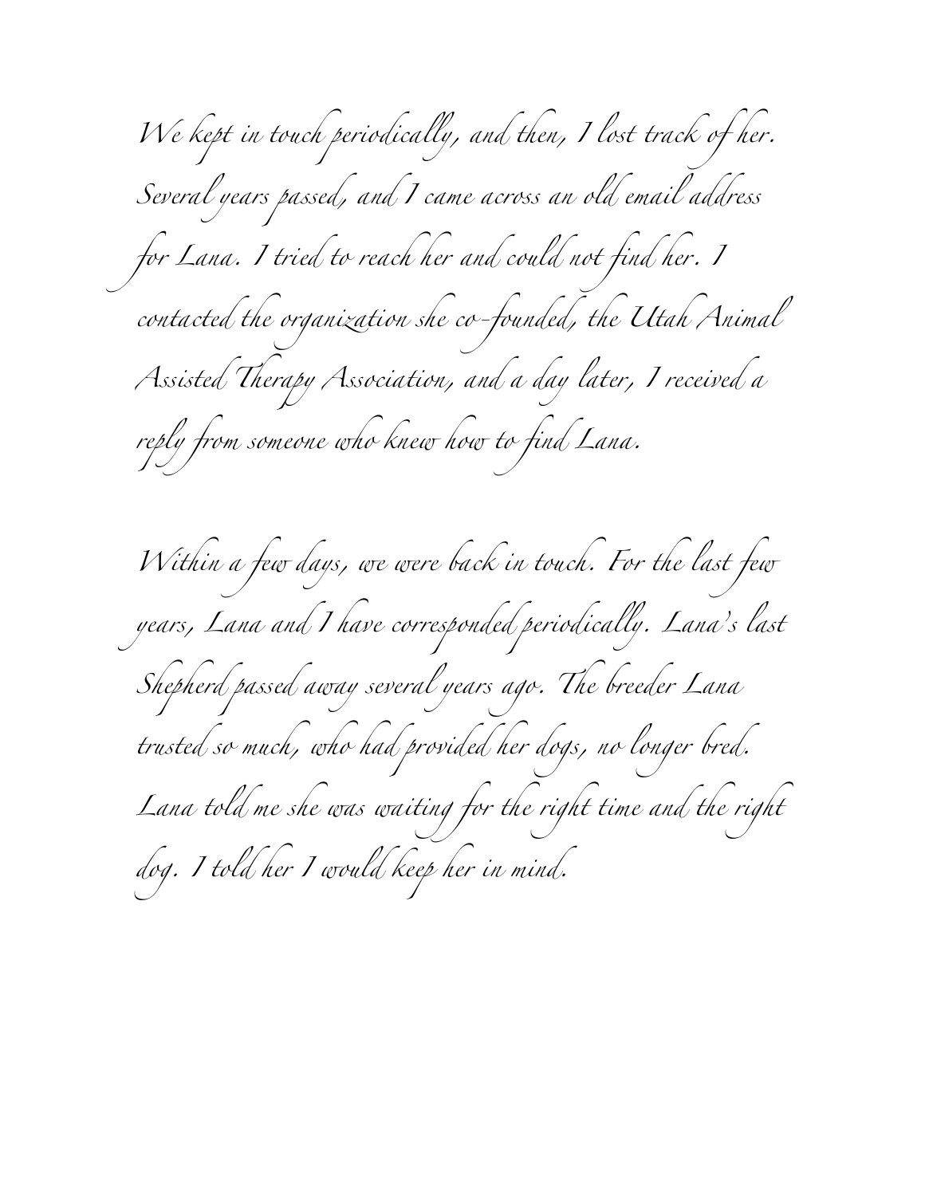We kept in touch periodically, and then, I lost track of her. Several years passed, and I came across an old email address for Lana. I tried to reach her and could not find her. I contacted the organization she co-founded, the Utah Animal Assisted Therapy Association, and a day later, I received a reply from someone who knew how to find Lana.

Within a few days, we were back in touch. For the last few years, Lana and I have corresponded periodically. Lana's last Shepherd passed away several years ago. The breeder Lana trusted so much, who had provided her dogs, no longer bred. Lana told me she was waiting for the right time and the right dog. I told her I would keep her in mind.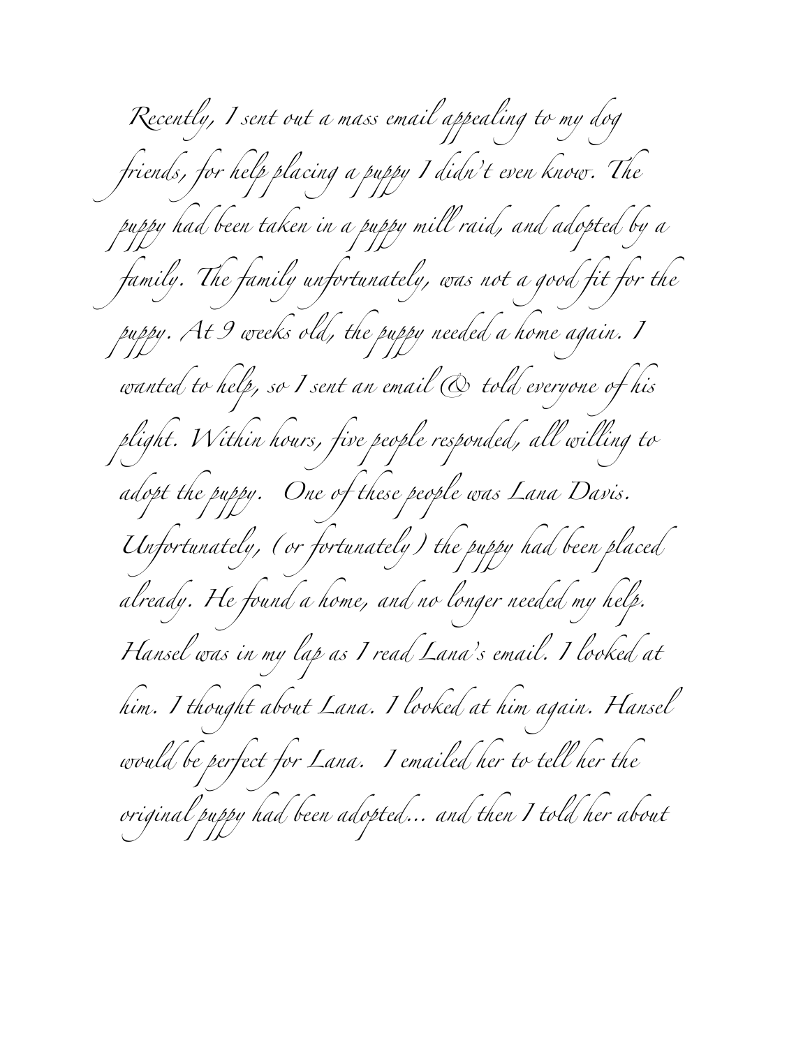Recently, I sent out a mass email appealing to my dog friends, for help placing a puppy I didn't even know. The puppy had been taken in a puppy mill raid, and adopted by a family. The family unfortunately, was not a good fit for the puppy. At 9 weeks old, the puppy needed a home again. I wanted to help, so I sent an email & told everyone of his plight. Within hours, five people responded, all willing to adopt the puppy. One of these people was Lana Davis. Unfortunately, (or fortunately) the puppy had been placed already. He found a home, and no longer needed my help. Hansel was in my lap as I read Lana's email. I looked at him. I thought about Lana. I looked at him again. Hansel would be perfect for Lana. I emailed her to tell her the original puppy had been adopted... and then I told her about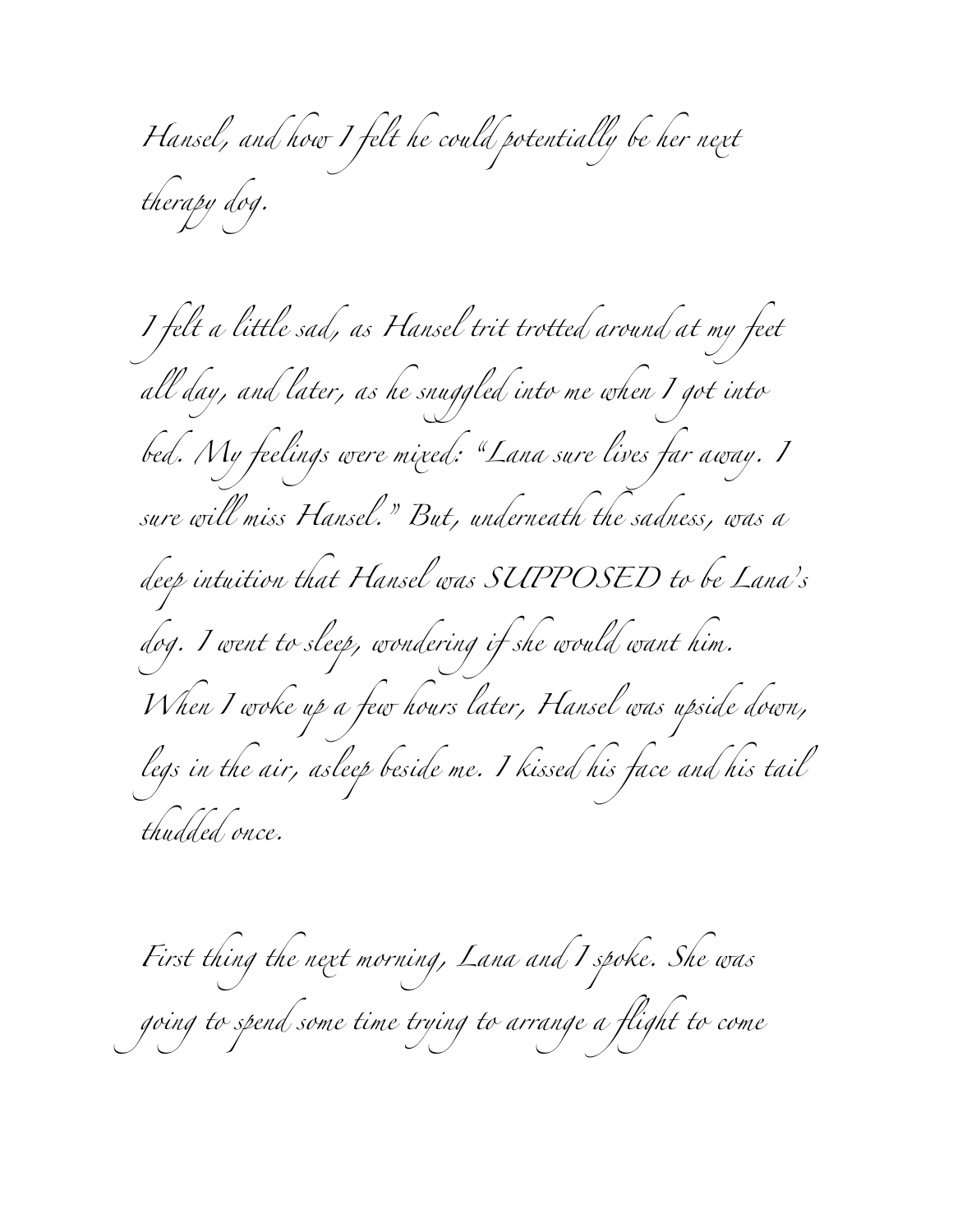Hansel, and how I felt he could potentially be her next therapy dog.

I felt a little sad, as Hansel trit trotted around at my feet all day, and later, as he snuggled into me when I got into bed. My feelings were mixed: "Lana sure lives far away. I sure will miss Hansel." But, underneath the sadness, was a deep intuition that Hansel was SUPPOSED to be Lana's dog. I went to sleep, wondering if she would want him. When I woke up a few hours later, Hansel was upside down, legs in the air, asleep beside me. I kissed his face and his tail thudded once.

First thing the next morning, Lana and I spoke. She was going to spend some time trying to arrange a flight to come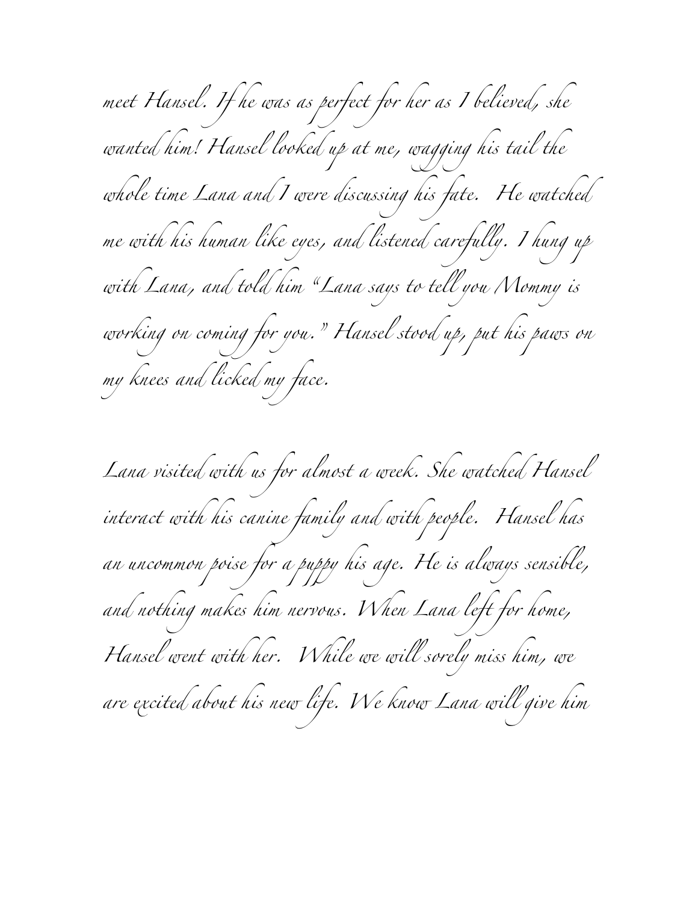meet Hansel. If he was as perfect for her as I believed, she wanted him! Hansel looked up at me, wagging his tail the whole time Lana and I were discussing his fate. He watched me with his human like eyes, and listened carefully. I hung up with Lana, and told him "Lana says to tell you Mommy is working on coming for you." Hansel stood up, put his paws on my knees and licked my face.

Lana visited with us for almost a week. She watched Hansel interact with his canine family and with people. Hansel has an uncommon poise for a puppy his age. He is always sensible, and nothing makes him nervous. When Lana left for home, Hansel went with her. While we will sorely miss him, we are excited about his new life. We know Lana will give him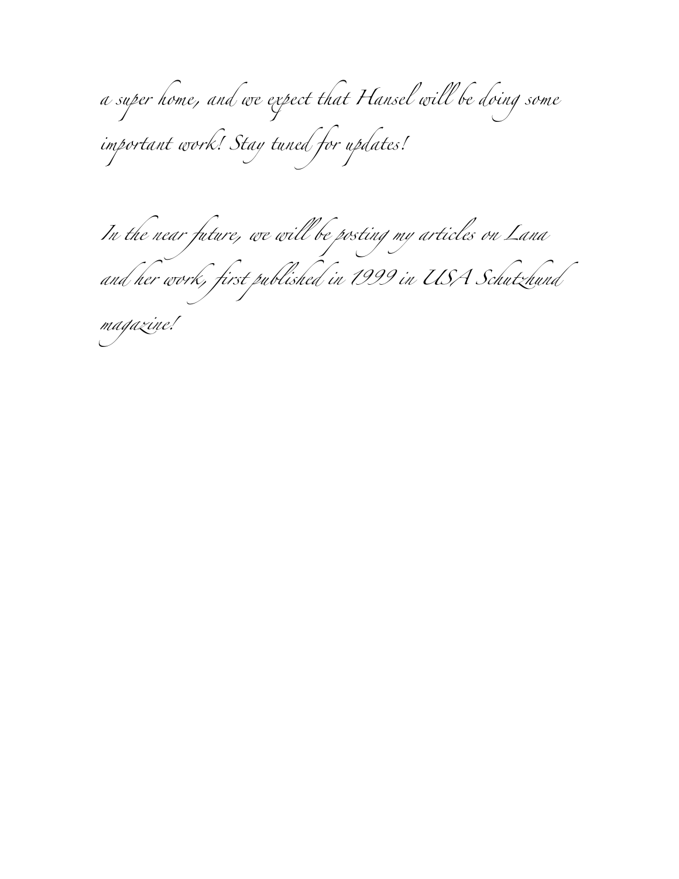a super home, and we expect that Hansel will be doing some important work! Stay tuned for updates!

In the near future, we will be posting my articles on Lana and her work, first published in 1999 in USA Schutzhund magazine!